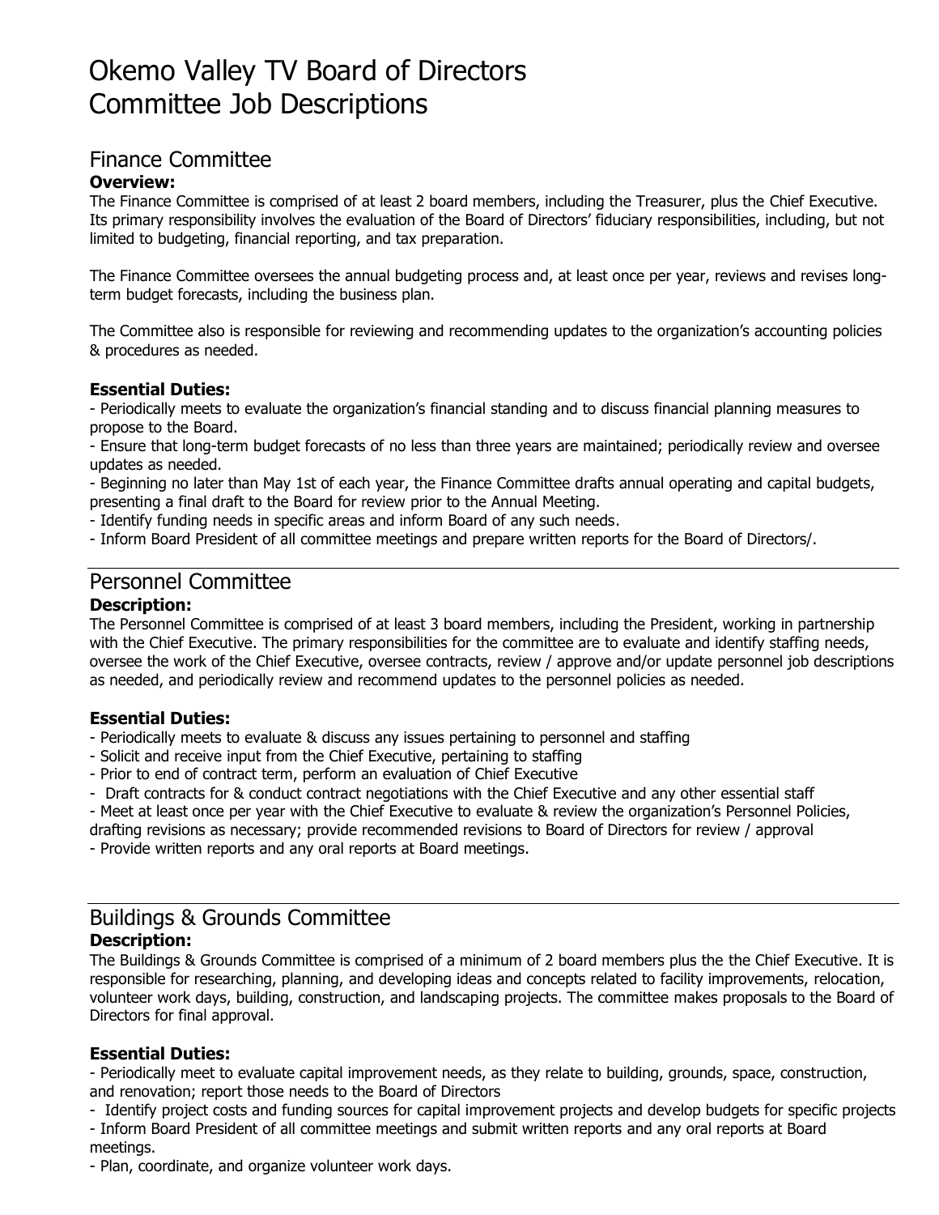# Okemo Valley TV Board of Directors
# Committee Job Descriptions

## Finance Committee

**Overview:**

The Finance Committee is comprised of at least 2 board members, including the Treasurer, plus the Chief Executive. Its primary responsibility involves the evaluation of the Board of Directors' fiduciary responsibilities, including, but not limited to budgeting, financial reporting, and tax preparation.

The Finance Committee oversees the annual budgeting process and, at least once per year, reviews and revises long-term budget forecasts, including the business plan.

The Committee also is responsible for reviewing and recommending updates to the organization's accounting policies & procedures as needed.

**Essential Duties:**

- Periodically meets to evaluate the organization's financial standing and to discuss financial planning measures to propose to the Board.
- Ensure that long-term budget forecasts of no less than three years are maintained; periodically review and oversee updates as needed.
- Beginning no later than May 1st of each year, the Finance Committee drafts annual operating and capital budgets, presenting a final draft to the Board for review prior to the Annual Meeting.
- Identify funding needs in specific areas and inform Board of any such needs.
- Inform Board President of all committee meetings and prepare written reports for the Board of Directors/.

---

## Personnel Committee

**Description:**

The Personnel Committee is comprised of at least 3 board members, including the President, working in partnership with the Chief Executive. The primary responsibilities for the committee are to evaluate and identify staffing needs, oversee the work of the Chief Executive, oversee contracts, review / approve and/or update personnel job descriptions as needed, and periodically review and recommend updates to the personnel policies as needed.

**Essential Duties:**

- Periodically meets to evaluate & discuss any issues pertaining to personnel and staffing
- Solicit and receive input from the Chief Executive, pertaining to staffing
- Prior to end of contract term, perform an evaluation of Chief Executive
- Draft contracts for & conduct contract negotiations with the Chief Executive and any other essential staff
- Meet at least once per year with the Chief Executive to evaluate & review the organization's Personnel Policies, drafting revisions as necessary; provide recommended revisions to Board of Directors for review / approval
- Provide written reports and any oral reports at Board meetings.

---

## Buildings & Grounds Committee

**Description:**

The Buildings & Grounds Committee is comprised of a minimum of 2 board members plus the the Chief Executive. It is responsible for researching, planning, and developing ideas and concepts related to facility improvements, relocation, volunteer work days, building, construction, and landscaping projects. The committee makes proposals to the Board of Directors for final approval.

**Essential Duties:**

- Periodically meet to evaluate capital improvement needs, as they relate to building, grounds, space, construction, and renovation; report those needs to the Board of Directors
- Identify project costs and funding sources for capital improvement projects and develop budgets for specific projects
- Inform Board President of all committee meetings and submit written reports and any oral reports at Board meetings.
- Plan, coordinate, and organize volunteer work days.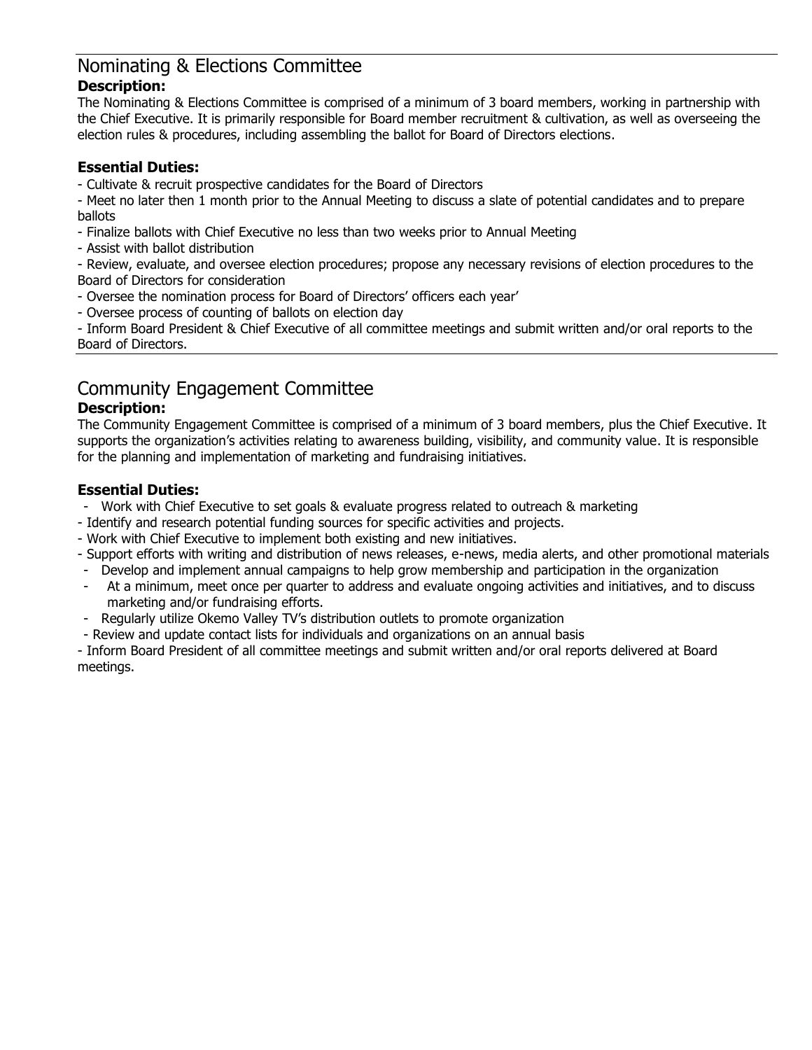## Nominating & Elections Committee

**Description:**

The Nominating & Elections Committee is comprised of a minimum of 3 board members, working in partnership with the Chief Executive. It is primarily responsible for Board member recruitment & cultivation, as well as overseeing the election rules & procedures, including assembling the ballot for Board of Directors elections.

**Essential Duties:**

- Cultivate & recruit prospective candidates for the Board of Directors
- Meet no later then 1 month prior to the Annual Meeting to discuss a slate of potential candidates and to prepare ballots
- Finalize ballots with Chief Executive no less than two weeks prior to Annual Meeting
- Assist with ballot distribution
- Review, evaluate, and oversee election procedures; propose any necessary revisions of election procedures to the Board of Directors for consideration
- Oversee the nomination process for Board of Directors' officers each year'
- Oversee process of counting of ballots on election day
- Inform Board President & Chief Executive of all committee meetings and submit written and/or oral reports to the Board of Directors.

## Community Engagement Committee

**Description:**

The Community Engagement Committee is comprised of a minimum of 3 board members, plus the Chief Executive. It supports the organization's activities relating to awareness building, visibility, and community value. It is responsible for the planning and implementation of marketing and fundraising initiatives.

**Essential Duties:**

- Work with Chief Executive to set goals & evaluate progress related to outreach & marketing
- Identify and research potential funding sources for specific activities and projects.
- Work with Chief Executive to implement both existing and new initiatives.
- Support efforts with writing and distribution of news releases, e-news, media alerts, and other promotional materials
- Develop and implement annual campaigns to help grow membership and participation in the organization
- At a minimum, meet once per quarter to address and evaluate ongoing activities and initiatives, and to discuss marketing and/or fundraising efforts.
- Regularly utilize Okemo Valley TV's distribution outlets to promote organization
- Review and update contact lists for individuals and organizations on an annual basis
- Inform Board President of all committee meetings and submit written and/or oral reports delivered at Board meetings.